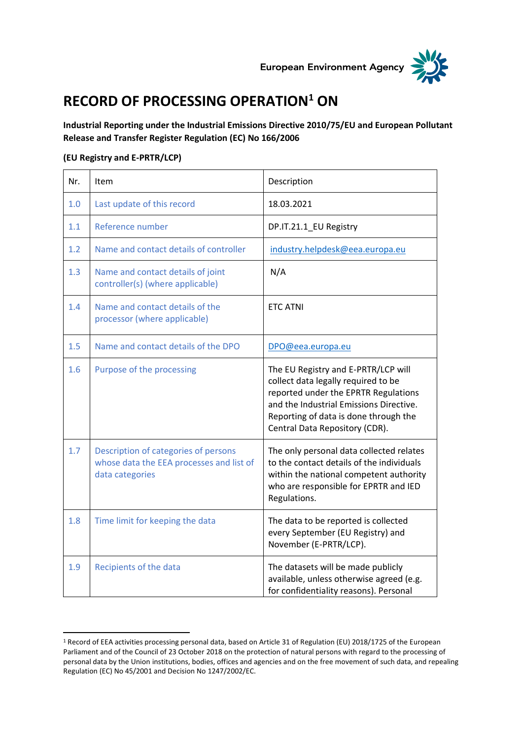European Environment Agency

# RECORD OF PROCESSING OPERATION[1] ON

**Industrial Reporting under the Industrial Emissions Directive 2010/75/EU and European Pollutant Release and Transfer Register Regulation (EC) No 166/2006**

**(EU Registry and E-PRTR/LCP)**

| Nr. | Item | Description |
|---|---|---|
| 1.0 | Last update of this record | 18.03.2021 |
| 1.1 | Reference number | DP.IT.21.1_EU Registry |
| 1.2 | Name and contact details of controller | industry.helpdesk@eea.europa.eu |
| 1.3 | Name and contact details of joint controller(s) (where applicable) | N/A |
| 1.4 | Name and contact details of the processor (where applicable) | ETC ATNI |
| 1.5 | Name and contact details of the DPO | DPO@eea.europa.eu |
| 1.6 | Purpose of the processing | The EU Registry and E-PRTR/LCP will collect data legally required to be reported under the EPRTR Regulations and the Industrial Emissions Directive. Reporting of data is done through the Central Data Repository (CDR). |
| 1.7 | Description of categories of persons whose data the EEA processes and list of data categories | The only personal data collected relates to the contact details of the individuals within the national competent authority who are responsible for EPRTR and IED Regulations. |
| 1.8 | Time limit for keeping the data | The data to be reported is collected every September (EU Registry) and November (E-PRTR/LCP). |
| 1.9 | Recipients of the data | The datasets will be made publicly available, unless otherwise agreed (e.g. for confidentiality reasons). Personal |

[1] Record of EEA activities processing personal data, based on Article 31 of Regulation (EU) 2018/1725 of the European Parliament and of the Council of 23 October 2018 on the protection of natural persons with regard to the processing of personal data by the Union institutions, bodies, offices and agencies and on the free movement of such data, and repealing Regulation (EC) No 45/2001 and Decision No 1247/2002/EC.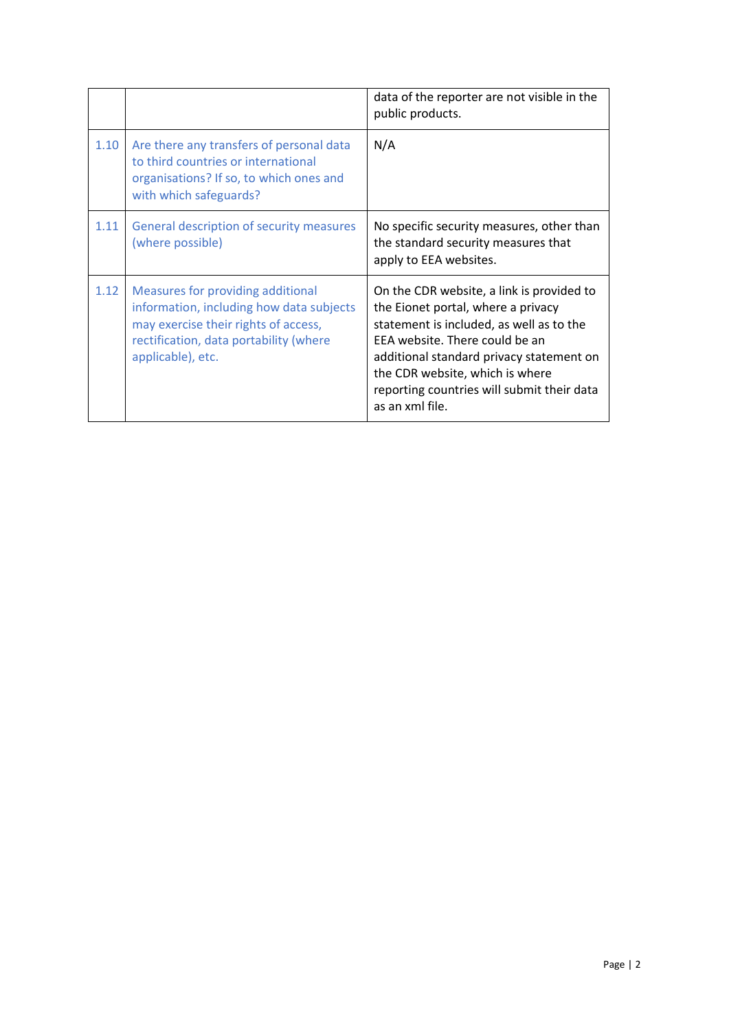| | | |
|---|---|---|
| | | data of the reporter are not visible in the public products. |
| 1.10 | Are there any transfers of personal data to third countries or international organisations? If so, to which ones and with which safeguards? | N/A |
| 1.11 | General description of security measures (where possible) | No specific security measures, other than the standard security measures that apply to EEA websites. |
| 1.12 | Measures for providing additional information, including how data subjects may exercise their rights of access, rectification, data portability (where applicable), etc. | On the CDR website, a link is provided to the Eionet portal, where a privacy statement is included, as well as to the EEA website. There could be an additional standard privacy statement on the CDR website, which is where reporting countries will submit their data as an xml file. |